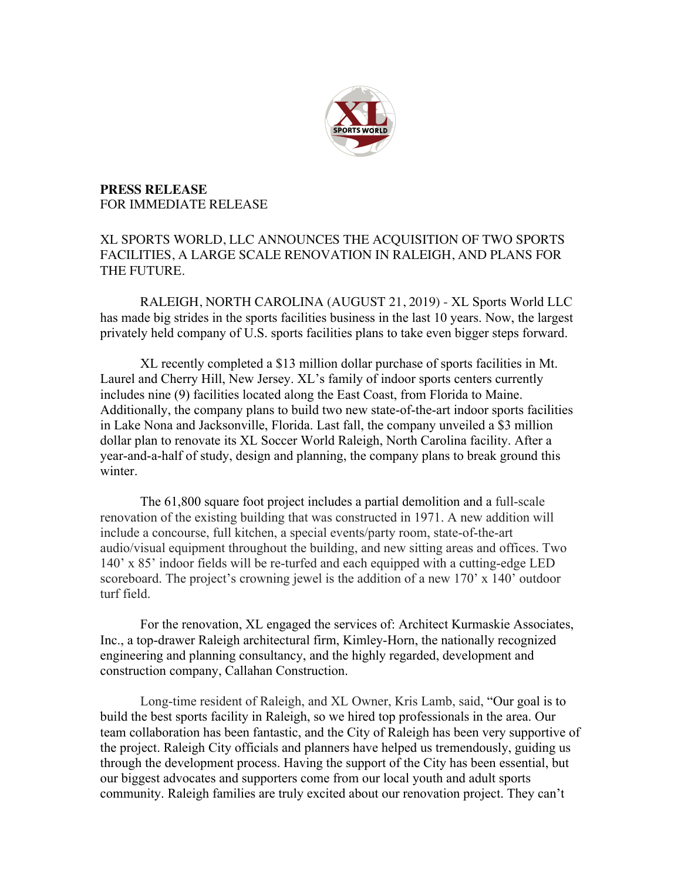**PRESS RELEASE**
FOR IMMEDIATE RELEASE

XL SPORTS WORLD, LLC ANNOUNCES THE ACQUISITION OF TWO SPORTS FACILITIES, A LARGE SCALE RENOVATION IN RALEIGH, AND PLANS FOR THE FUTURE.

RALEIGH, NORTH CAROLINA (AUGUST 21, 2019) - XL Sports World LLC has made big strides in the sports facilities business in the last 10 years. Now, the largest privately held company of U.S. sports facilities plans to take even bigger steps forward.

XL recently completed a $13 million dollar purchase of sports facilities in Mt. Laurel and Cherry Hill, New Jersey. XL's family of indoor sports centers currently includes nine (9) facilities located along the East Coast, from Florida to Maine. Additionally, the company plans to build two new state-of-the-art indoor sports facilities in Lake Nona and Jacksonville, Florida. Last fall, the company unveiled a $3 million dollar plan to renovate its XL Soccer World Raleigh, North Carolina facility. After a year-and-a-half of study, design and planning, the company plans to break ground this winter.

The 61,800 square foot project includes a partial demolition and a full-scale renovation of the existing building that was constructed in 1971. A new addition will include a concourse, full kitchen, a special events/party room, state-of-the-art audio/visual equipment throughout the building, and new sitting areas and offices. Two 140' x 85' indoor fields will be re-turfed and each equipped with a cutting-edge LED scoreboard. The project's crowning jewel is the addition of a new 170' x 140' outdoor turf field.

For the renovation, XL engaged the services of: Architect Kurmaskie Associates, Inc., a top-drawer Raleigh architectural firm, Kimley-Horn, the nationally recognized engineering and planning consultancy, and the highly regarded, development and construction company, Callahan Construction.

Long-time resident of Raleigh, and XL Owner, Kris Lamb, said, "Our goal is to build the best sports facility in Raleigh, so we hired top professionals in the area. Our team collaboration has been fantastic, and the City of Raleigh has been very supportive of the project. Raleigh City officials and planners have helped us tremendously, guiding us through the development process. Having the support of the City has been essential, but our biggest advocates and supporters come from our local youth and adult sports community. Raleigh families are truly excited about our renovation project. They can't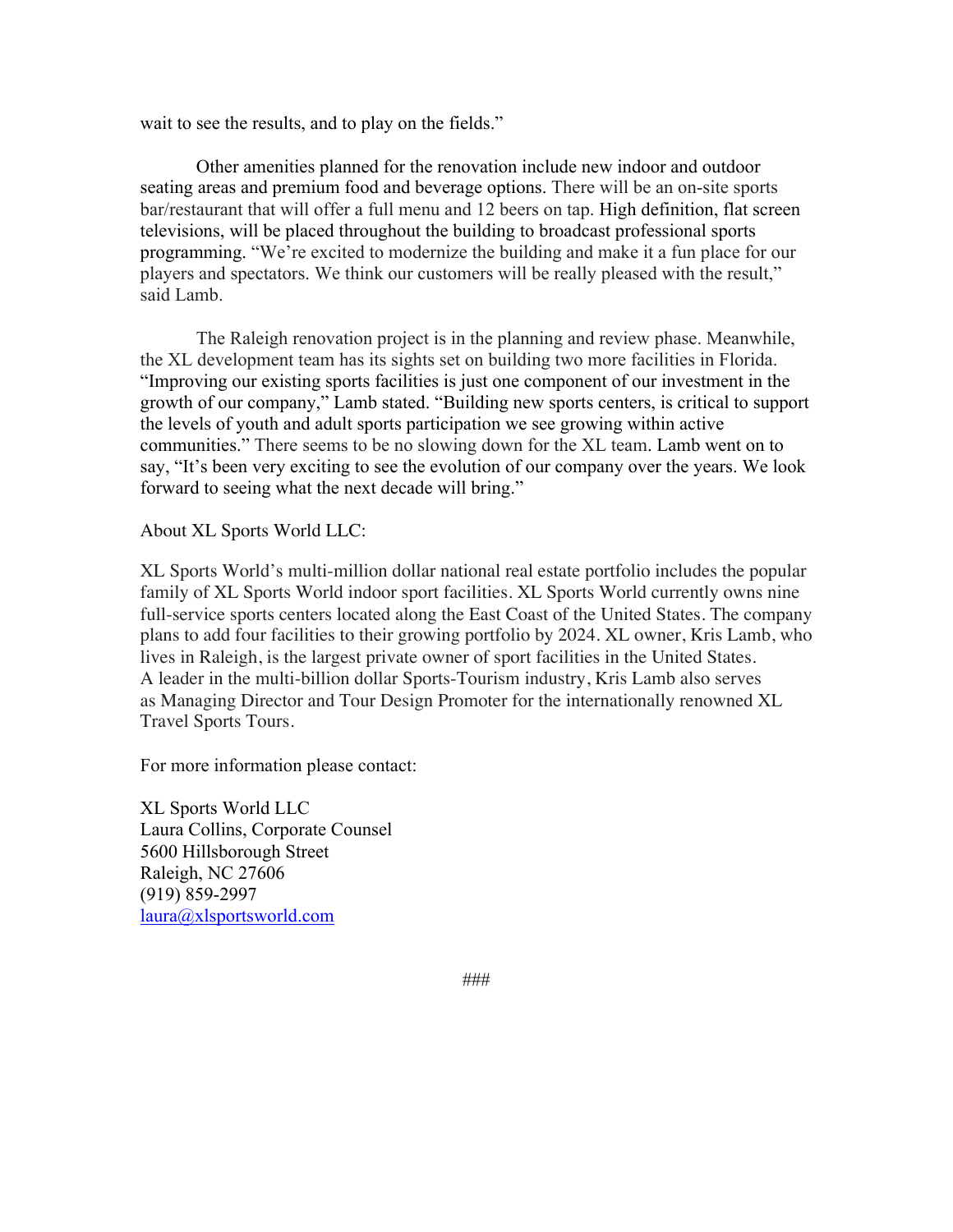wait to see the results, and to play on the fields."

Other amenities planned for the renovation include new indoor and outdoor seating areas and premium food and beverage options. There will be an on-site sports bar/restaurant that will offer a full menu and 12 beers on tap. High definition, flat screen televisions, will be placed throughout the building to broadcast professional sports programming. "We're excited to modernize the building and make it a fun place for our players and spectators. We think our customers will be really pleased with the result," said Lamb.

The Raleigh renovation project is in the planning and review phase. Meanwhile, the XL development team has its sights set on building two more facilities in Florida. "Improving our existing sports facilities is just one component of our investment in the growth of our company," Lamb stated. "Building new sports centers, is critical to support the levels of youth and adult sports participation we see growing within active communities." There seems to be no slowing down for the XL team. Lamb went on to say, "It's been very exciting to see the evolution of our company over the years. We look forward to seeing what the next decade will bring."

About XL Sports World LLC:

XL Sports World's multi-million dollar national real estate portfolio includes the popular family of XL Sports World indoor sport facilities. XL Sports World currently owns nine full-service sports centers located along the East Coast of the United States. The company plans to add four facilities to their growing portfolio by 2024. XL owner, Kris Lamb, who lives in Raleigh, is the largest private owner of sport facilities in the United States. A leader in the multi-billion dollar Sports-Tourism industry, Kris Lamb also serves as Managing Director and Tour Design Promoter for the internationally renowned XL Travel Sports Tours.

For more information please contact:

XL Sports World LLC
Laura Collins, Corporate Counsel
5600 Hillsborough Street
Raleigh, NC 27606
(919) 859-2997
laura@xlsportsworld.com

###